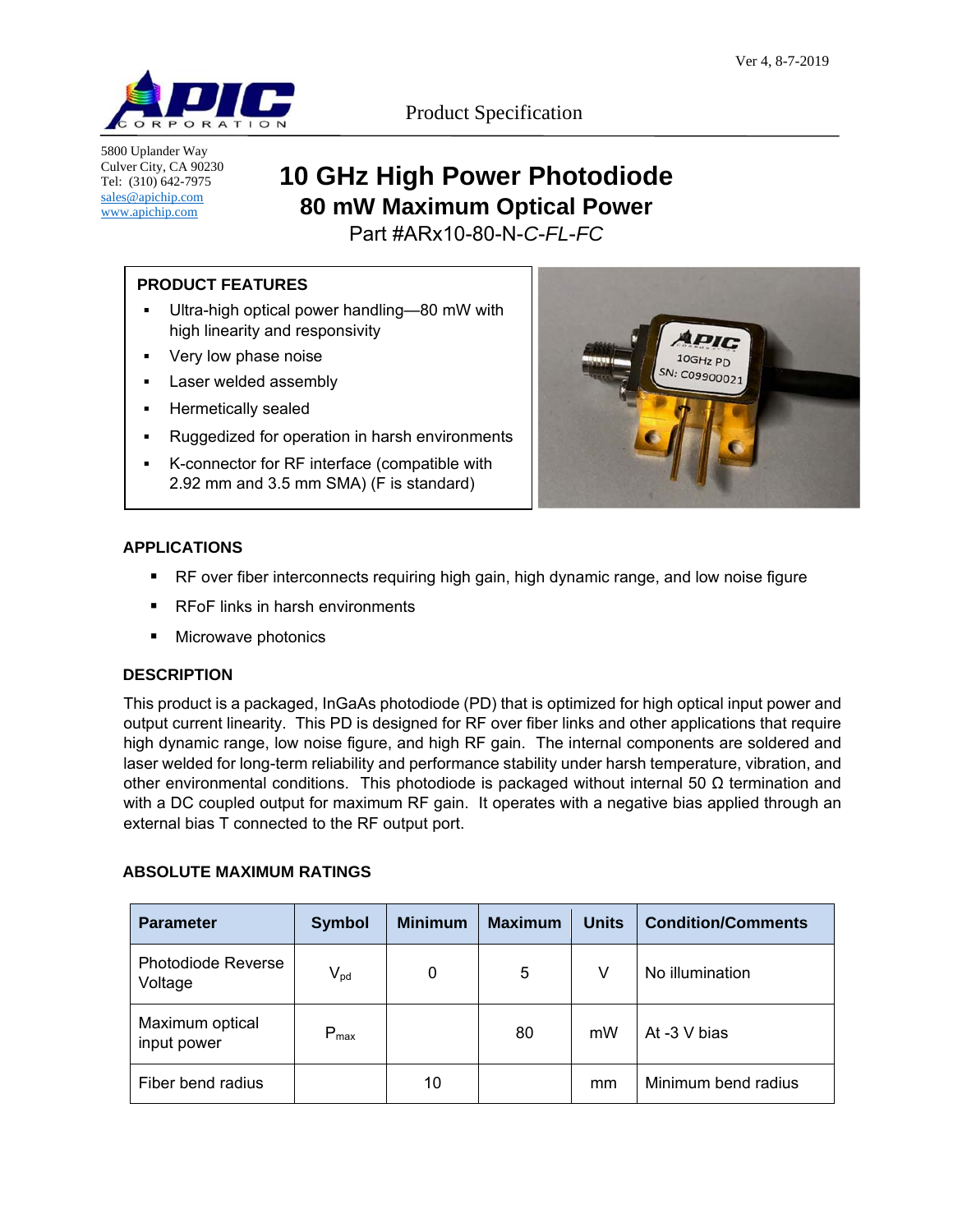Ver 4, 8-7-2019

Product Specification

5800 Uplander Way
Culver City, CA 90230
Tel: (310) 642-7975
sales@apichip.com
www.apichip.com

# 10 GHz High Power Photodiode

## 80 mW Maximum Optical Power

Part #ARx10-80-N-*C-FL-FC*

### PRODUCT FEATURES

- Ultra-high optical power handling—80 mW with high linearity and responsivity
- Very low phase noise
- Laser welded assembly
- Hermetically sealed
- Ruggedized for operation in harsh environments
- K-connector for RF interface (compatible with 2.92 mm and 3.5 mm SMA) (F is standard)

### APPLICATIONS

- RF over fiber interconnects requiring high gain, high dynamic range, and low noise figure
- RFoF links in harsh environments
- Microwave photonics

### DESCRIPTION

This product is a packaged, InGaAs photodiode (PD) that is optimized for high optical input power and output current linearity. This PD is designed for RF over fiber links and other applications that require high dynamic range, low noise figure, and high RF gain. The internal components are soldered and laser welded for long-term reliability and performance stability under harsh temperature, vibration, and other environmental conditions. This photodiode is packaged without internal 50 Ω termination and with a DC coupled output for maximum RF gain. It operates with a negative bias applied through an external bias T connected to the RF output port.

### ABSOLUTE MAXIMUM RATINGS

| Parameter | Symbol | Minimum | Maximum | Units | Condition/Comments |
|---|---|---|---|---|---|
| Photodiode Reverse Voltage | $V_{pd}$ | 0 | 5 | V | No illumination |
| Maximum optical input power | $P_{max}$ | | 80 | mW | At -3 V bias |
| Fiber bend radius | | 10 | | mm | Minimum bend radius |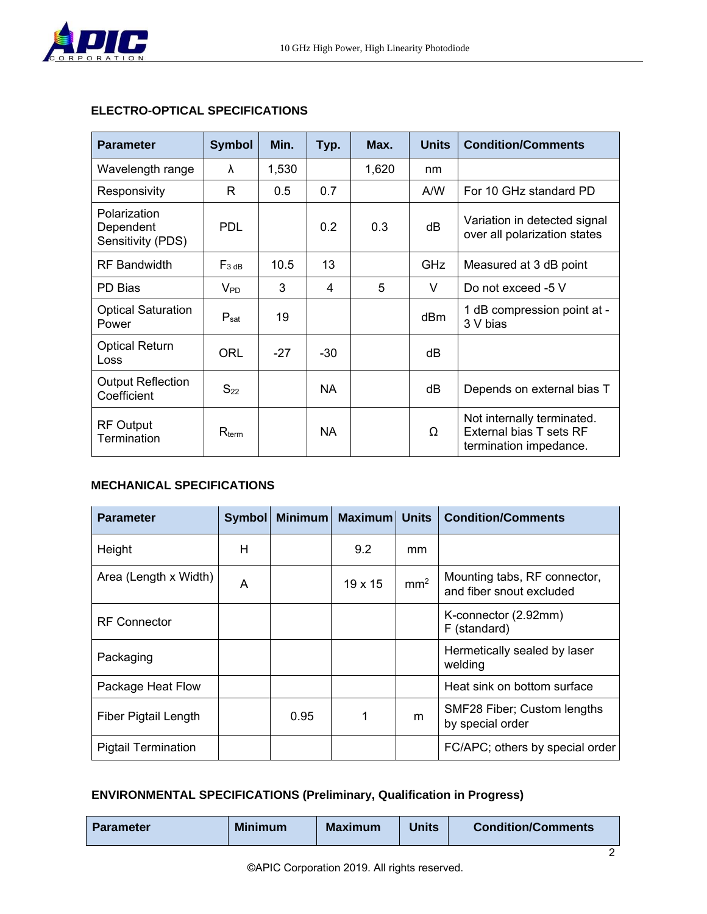### ELECTRO-OPTICAL SPECIFICATIONS

| Parameter | Symbol | Min. | Typ. | Max. | Units | Condition/Comments |
|---|---|---|---|---|---|---|
| Wavelength range | $\lambda$ | 1,530 | | 1,620 | nm | |
| Responsivity | R | 0.5 | 0.7 | | A/W | For 10 GHz standard PD |
| Polarization Dependent Sensitivity (PDS) | PDL | | 0.2 | 0.3 | dB | Variation in detected signal over all polarization states |
| RF Bandwidth | $F_{3\,dB}$ | 10.5 | 13 | | GHz | Measured at 3 dB point |
| PD Bias | $V_{PD}$ | 3 | 4 | 5 | V | Do not exceed -5 V |
| Optical Saturation Power | $P_{sat}$ | 19 | | | dBm | 1 dB compression point at -3 V bias |
| Optical Return Loss | ORL | -27 | -30 | | dB | |
| Output Reflection Coefficient | $S_{22}$ | | NA | | dB | Depends on external bias T |
| RF Output Termination | $R_{term}$ | | NA | | Ω | Not internally terminated. External bias T sets RF termination impedance. |

### MECHANICAL SPECIFICATIONS

| Parameter | Symbol | Minimum | Maximum | Units | Condition/Comments |
|---|---|---|---|---|---|
| Height | H | | 9.2 | mm | |
| Area (Length x Width) | A | | 19 x 15 | $mm^2$ | Mounting tabs, RF connector, and fiber snout excluded |
| RF Connector | | | | | K-connector (2.92mm) F (standard) |
| Packaging | | | | | Hermetically sealed by laser welding |
| Package Heat Flow | | | | | Heat sink on bottom surface |
| Fiber Pigtail Length | | 0.95 | 1 | m | SMF28 Fiber; Custom lengths by special order |
| Pigtail Termination | | | | | FC/APC; others by special order |

### ENVIRONMENTAL SPECIFICATIONS (Preliminary, Qualification in Progress)

| Parameter | Minimum | Maximum | Units | Condition/Comments |
|---|---|---|---|---|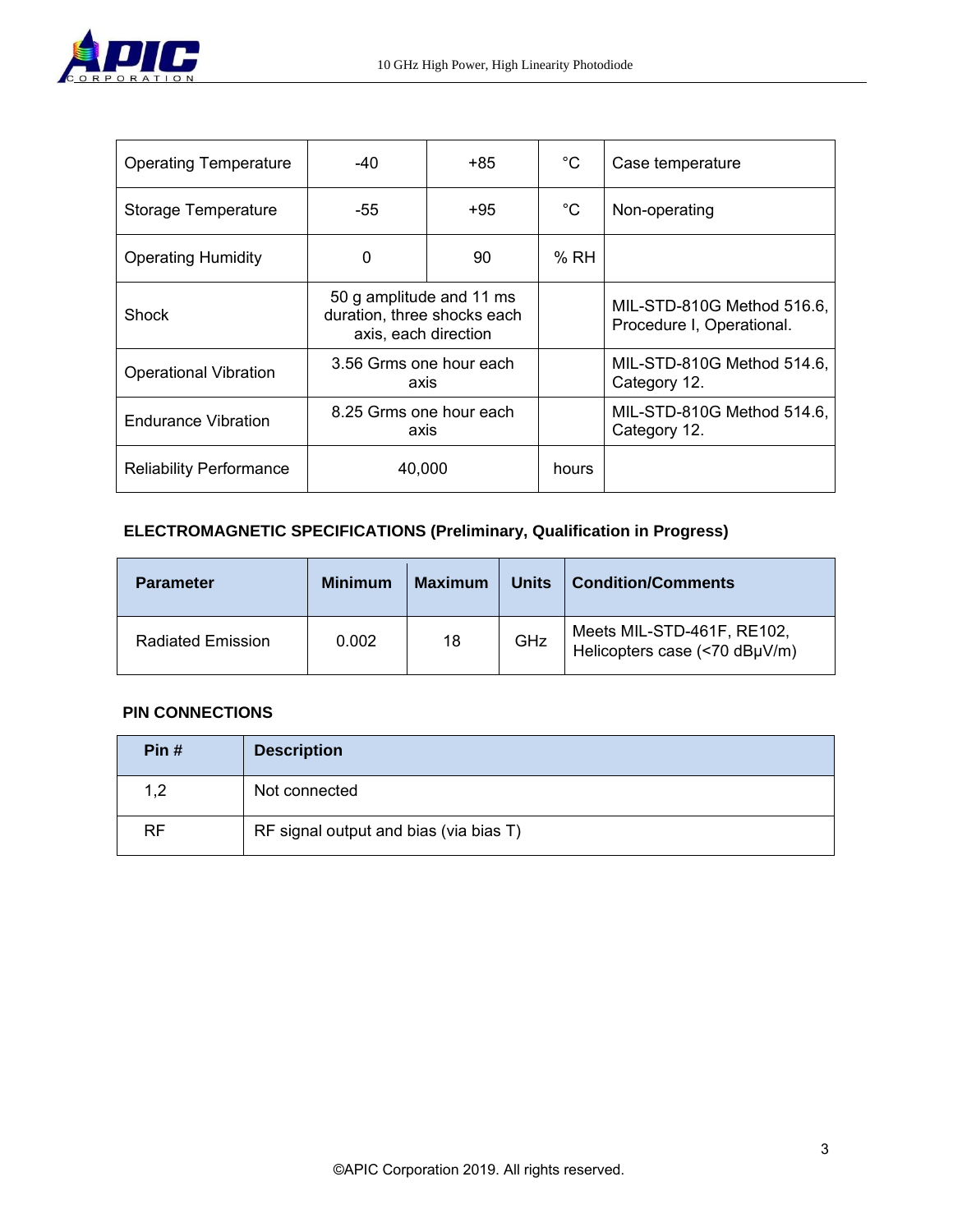| Operating Temperature | -40 | +85 | °C | Case temperature |
|---|---|---|---|---|
| Storage Temperature | -55 | +95 | °C | Non-operating |
| Operating Humidity | 0 | 90 | % RH | |
| Shock | 50 g amplitude and 11 ms duration, three shocks each axis, each direction | | | MIL-STD-810G Method 516.6, Procedure I, Operational. |
| Operational Vibration | 3.56 Grms one hour each axis | | | MIL-STD-810G Method 514.6, Category 12. |
| Endurance Vibration | 8.25 Grms one hour each axis | | | MIL-STD-810G Method 514.6, Category 12. |
| Reliability Performance | 40,000 | | hours | |

**ELECTROMAGNETIC SPECIFICATIONS (Preliminary, Qualification in Progress)**

| Parameter | Minimum | Maximum | Units | Condition/Comments |
|---|---|---|---|---|
| Radiated Emission | 0.002 | 18 | GHz | Meets MIL-STD-461F, RE102, Helicopters case (<70 dBμV/m) |

**PIN CONNECTIONS**

| Pin # | Description |
|---|---|
| 1,2 | Not connected |
| RF | RF signal output and bias (via bias T) |

©APIC Corporation 2019. All rights reserved.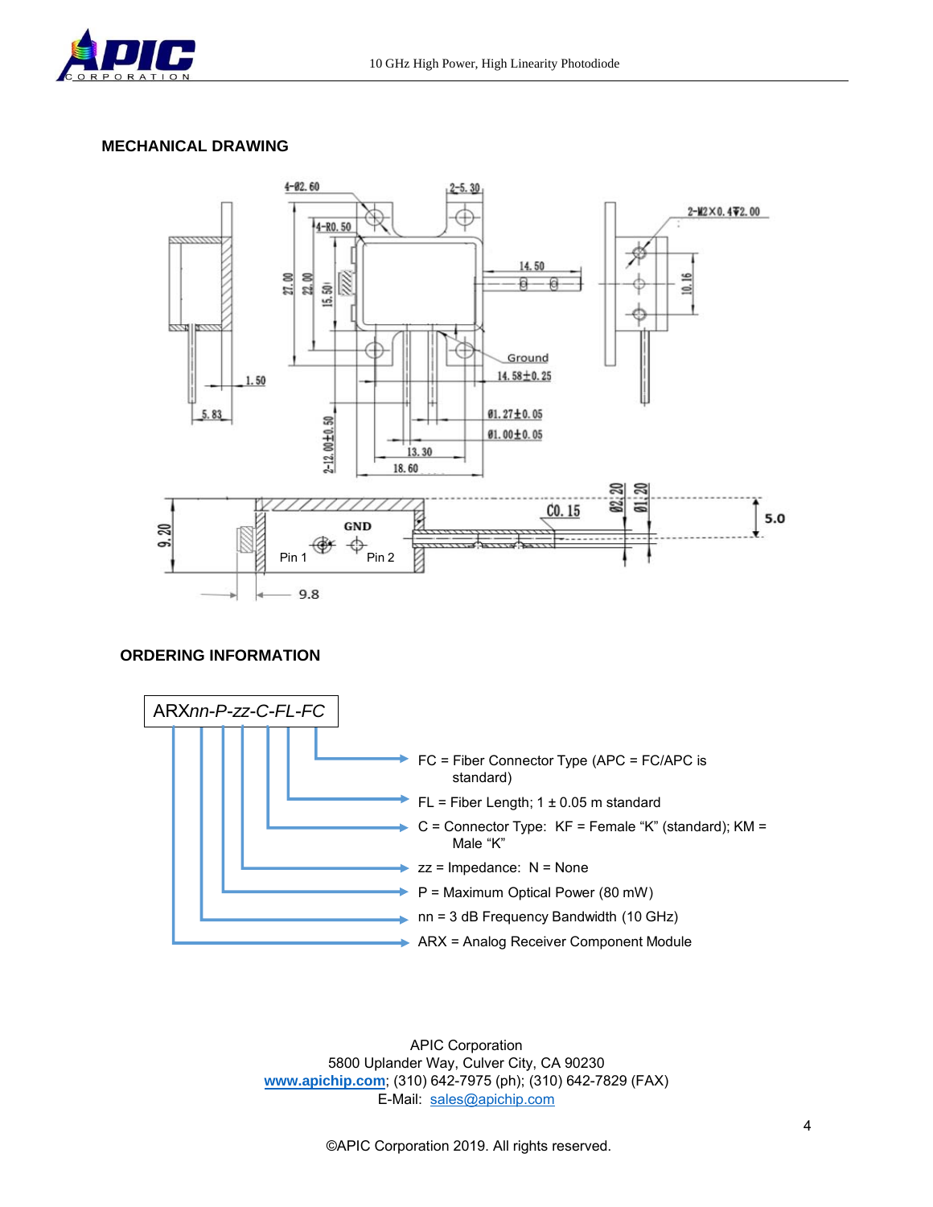## MECHANICAL DRAWING

4-Ø2.60
2-5.30
4-R0.50
27.00
22.00
15.50
14.50
2-M2×0.4▼2.00
10.16
Ground
14.58±0.25
1.50
5.83
Ø1.27±0.05
Ø1.00±0.05
2-12.00±0.50
13.30
18.60
C0.15
Ø2.20
Ø1.20
5.0
9.20
GND
Pin 1
Pin 2
9.8

## ORDERING INFORMATION

ARX*nn-P-zz-C-FL-FC*

- FC = Fiber Connector Type (APC = FC/APC is standard)
- FL = Fiber Length; 1 ± 0.05 m standard
- C = Connector Type: KF = Female “K” (standard); KM = Male “K”
- zz = Impedance: N = None
- P = Maximum Optical Power (80 mW)
- nn = 3 dB Frequency Bandwidth (10 GHz)
- ARX = Analog Receiver Component Module

APIC Corporation
5800 Uplander Way, Culver City, CA 90230
www.apichip.com; (310) 642-7975 (ph); (310) 642-7829 (FAX)
E-Mail: sales@apichip.com

©APIC Corporation 2019. All rights reserved.